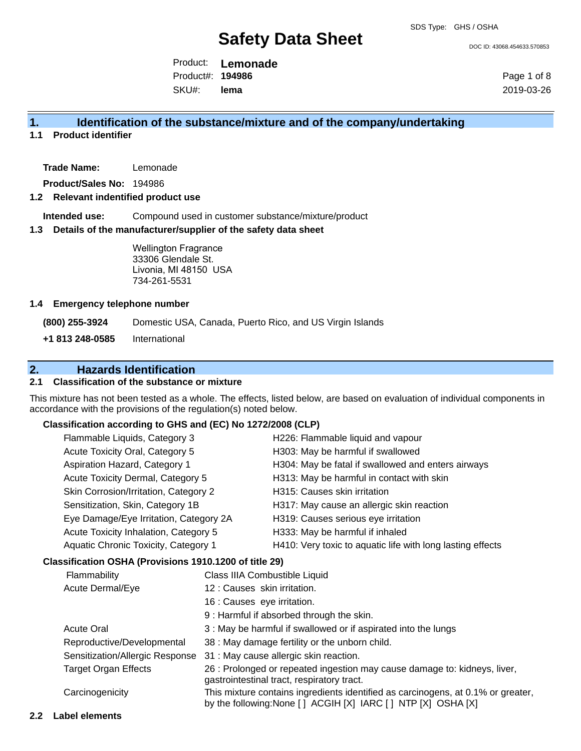# Safety Data Sheet

SDS Type: GHS / OSHA

DOC ID: 43068.454633.570853

Product: **Lemonade**
Product#: **194986**
SKU#: **lema**

2019-03-26

## 1. Identification of the substance/mixture and of the company/undertaking

### 1.1 Product identifier

**Trade Name:** Lemonade

**Product/Sales No:** 194986

### 1.2 Relevant indentified product use

**Intended use:** Compound used in customer substance/mixture/product

### 1.3 Details of the manufacturer/supplier of the safety data sheet

Wellington Fragrance
33306 Glendale St.
Livonia, MI 48150 USA
734-261-5531

### 1.4 Emergency telephone number

**(800) 255-3924** Domestic USA, Canada, Puerto Rico, and US Virgin Islands

**+1 813 248-0585** International

## 2. Hazards Identification

### 2.1 Classification of the substance or mixture

This mixture has not been tested as a whole. The effects, listed below, are based on evaluation of individual components in accordance with the provisions of the regulation(s) noted below.

**Classification according to GHS and (EC) No 1272/2008 (CLP)**

| | |
|---|---|
| Flammable Liquids, Category 3 | H226: Flammable liquid and vapour |
| Acute Toxicity Oral, Category 5 | H303: May be harmful if swallowed |
| Aspiration Hazard, Category 1 | H304: May be fatal if swallowed and enters airways |
| Acute Toxicity Dermal, Category 5 | H313: May be harmful in contact with skin |
| Skin Corrosion/Irritation, Category 2 | H315: Causes skin irritation |
| Sensitization, Skin, Category 1B | H317: May cause an allergic skin reaction |
| Eye Damage/Eye Irritation, Category 2A | H319: Causes serious eye irritation |
| Acute Toxicity Inhalation, Category 5 | H333: May be harmful if inhaled |
| Aquatic Chronic Toxicity, Category 1 | H410: Very toxic to aquatic life with long lasting effects |

**Classification OSHA (Provisions 1910.1200 of title 29)**

| | |
|---|---|
| Flammability | Class IIIA Combustible Liquid |
| Acute Dermal/Eye | 12 : Causes skin irritation. |
| | 16 : Causes eye irritation. |
| | 9 : Harmful if absorbed through the skin. |
| Acute Oral | 3 : May be harmful if swallowed or if aspirated into the lungs |
| Reproductive/Developmental | 38 : May damage fertility or the unborn child. |
| Sensitization/Allergic Response | 31 : May cause allergic skin reaction. |
| Target Organ Effects | 26 : Prolonged or repeated ingestion may cause damage to: kidneys, liver, gastrointestinal tract, respiratory tract. |
| Carcinogenicity | This mixture contains ingredients identified as carcinogens, at 0.1% or greater, by the following:None [ ] ACGIH [X] IARC [ ] NTP [X] OSHA [X] |

### 2.2 Label elements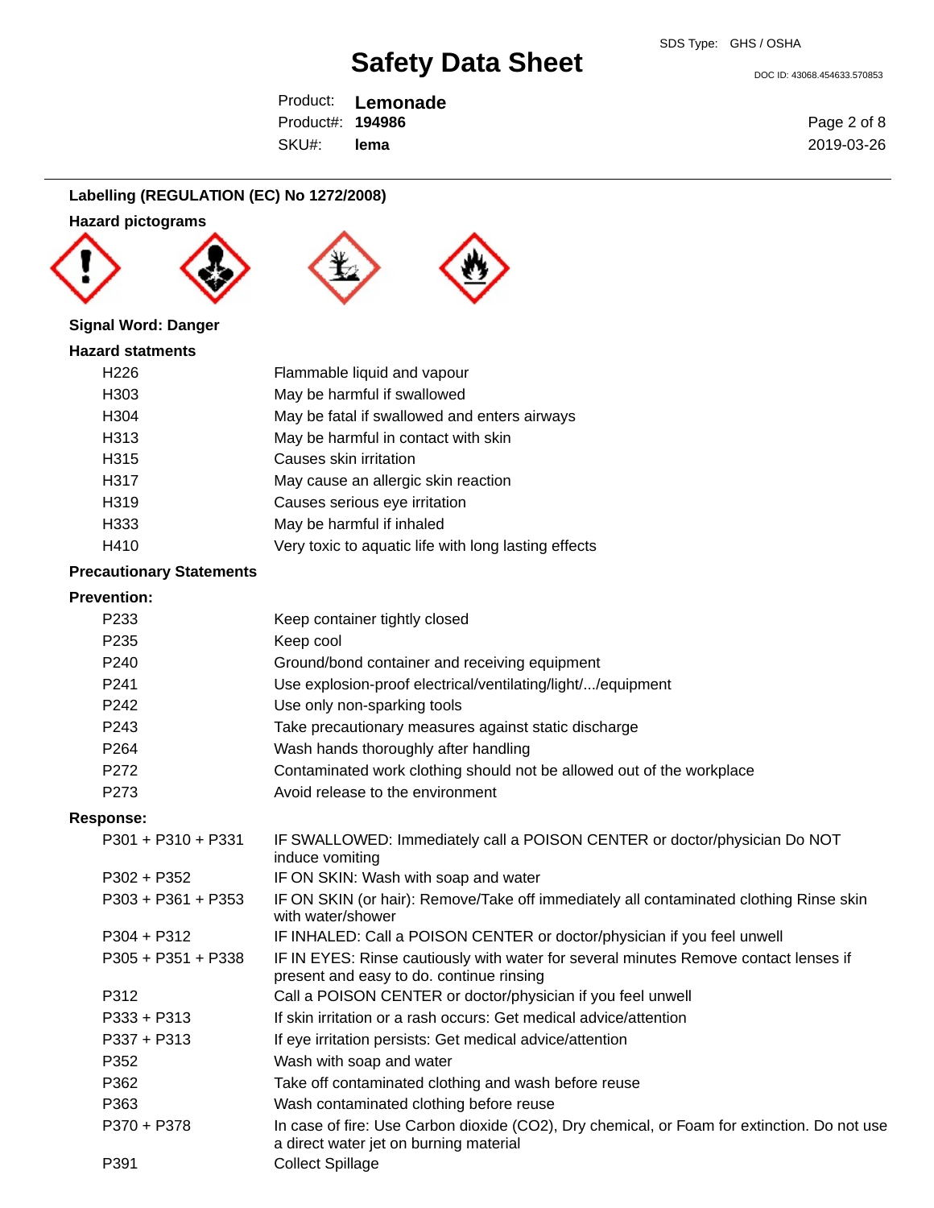## Labelling (REGULATION (EC) No 1272/2008)

### Hazard pictograms

**Signal Word: Danger**

### Hazard statments

| | |
|---|---|
| H226 | Flammable liquid and vapour |
| H303 | May be harmful if swallowed |
| H304 | May be fatal if swallowed and enters airways |
| H313 | May be harmful in contact with skin |
| H315 | Causes skin irritation |
| H317 | May cause an allergic skin reaction |
| H319 | Causes serious eye irritation |
| H333 | May be harmful if inhaled |
| H410 | Very toxic to aquatic life with long lasting effects |

### Precautionary Statements

**Prevention:**

| | |
|---|---|
| P233 | Keep container tightly closed |
| P235 | Keep cool |
| P240 | Ground/bond container and receiving equipment |
| P241 | Use explosion-proof electrical/ventilating/light/.../equipment |
| P242 | Use only non-sparking tools |
| P243 | Take precautionary measures against static discharge |
| P264 | Wash hands thoroughly after handling |
| P272 | Contaminated work clothing should not be allowed out of the workplace |
| P273 | Avoid release to the environment |

**Response:**

| | |
|---|---|
| P301 + P310 + P331 | IF SWALLOWED: Immediately call a POISON CENTER or doctor/physician Do NOT induce vomiting |
| P302 + P352 | IF ON SKIN: Wash with soap and water |
| P303 + P361 + P353 | IF ON SKIN (or hair): Remove/Take off immediately all contaminated clothing Rinse skin with water/shower |
| P304 + P312 | IF INHALED: Call a POISON CENTER or doctor/physician if you feel unwell |
| P305 + P351 + P338 | IF IN EYES: Rinse cautiously with water for several minutes Remove contact lenses if present and easy to do. continue rinsing |
| P312 | Call a POISON CENTER or doctor/physician if you feel unwell |
| P333 + P313 | If skin irritation or a rash occurs: Get medical advice/attention |
| P337 + P313 | If eye irritation persists: Get medical advice/attention |
| P352 | Wash with soap and water |
| P362 | Take off contaminated clothing and wash before reuse |
| P363 | Wash contaminated clothing before reuse |
| P370 + P378 | In case of fire: Use Carbon dioxide ($CO_2$), Dry chemical, or Foam for extinction. Do not use a direct water jet on burning material |
| P391 | Collect Spillage |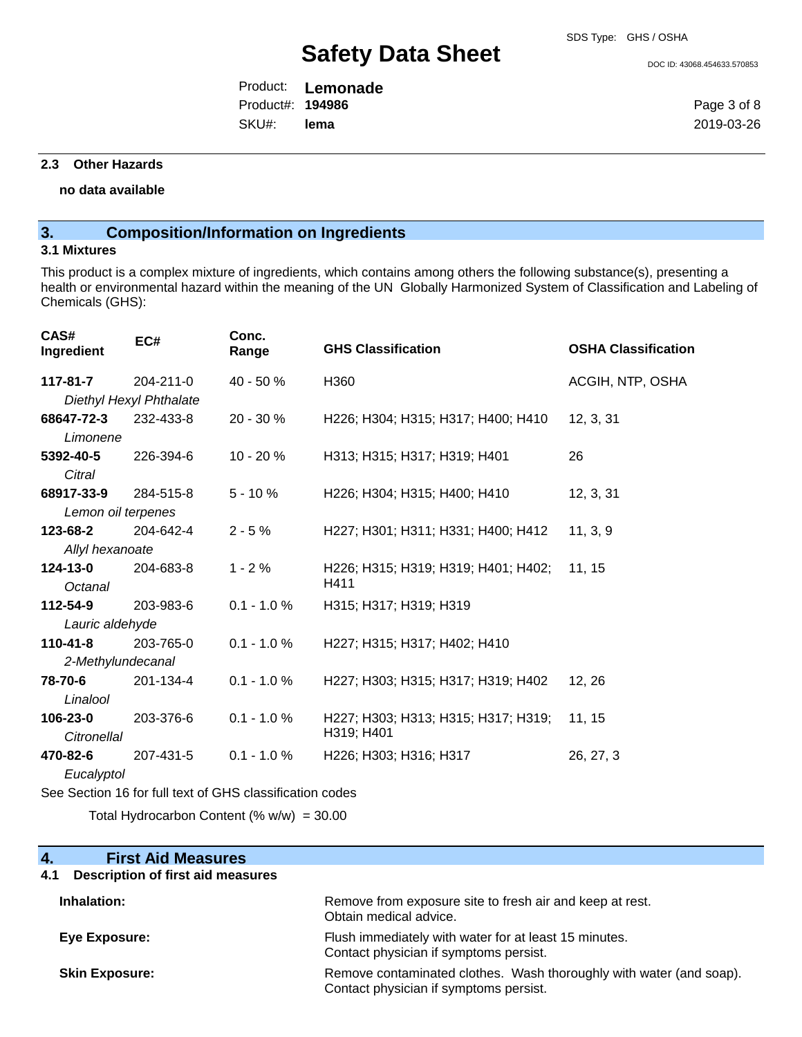### 2.3 Other Hazards

**no data available**

## 3. Composition/Information on Ingredients

### 3.1 Mixtures

This product is a complex mixture of ingredients, which contains among others the following substance(s), presenting a health or environmental hazard within the meaning of the UN Globally Harmonized System of Classification and Labeling of Chemicals (GHS):

| CAS# Ingredient | EC# | Conc. Range | GHS Classification | OSHA Classification |
|---|---|---|---|---|
| **117-81-7** *Diethyl Hexyl Phthalate* | 204-211-0 | 40 - 50 % | H360 | ACGIH, NTP, OSHA |
| **68647-72-3** *Limonene* | 232-433-8 | 20 - 30 % | H226; H304; H315; H317; H400; H410 | 12, 3, 31 |
| **5392-40-5** *Citral* | 226-394-6 | 10 - 20 % | H313; H315; H317; H319; H401 | 26 |
| **68917-33-9** *Lemon oil terpenes* | 284-515-8 | 5 - 10 % | H226; H304; H315; H400; H410 | 12, 3, 31 |
| **123-68-2** *Allyl hexanoate* | 204-642-4 | 2 - 5 % | H227; H301; H311; H331; H400; H412 | 11, 3, 9 |
| **124-13-0** *Octanal* | 204-683-8 | 1 - 2 % | H226; H315; H319; H319; H401; H402; H411 | 11, 15 |
| **112-54-9** *Lauric aldehyde* | 203-983-6 | 0.1 - 1.0 % | H315; H317; H319; H319 | |
| **110-41-8** *2-Methylundecanal* | 203-765-0 | 0.1 - 1.0 % | H227; H315; H317; H402; H410 | |
| **78-70-6** *Linalool* | 201-134-4 | 0.1 - 1.0 % | H227; H303; H315; H317; H319; H402 | 12, 26 |
| **106-23-0** *Citronellal* | 203-376-6 | 0.1 - 1.0 % | H227; H303; H313; H315; H317; H319; H319; H401 | 11, 15 |
| **470-82-6** *Eucalyptol* | 207-431-5 | 0.1 - 1.0 % | H226; H303; H316; H317 | 26, 27, 3 |

See Section 16 for full text of GHS classification codes

Total Hydrocarbon Content (% w/w) = 30.00

## 4. First Aid Measures

### 4.1 Description of first aid measures

| | |
|---|---|
| **Inhalation:** | Remove from exposure site to fresh air and keep at rest. Obtain medical advice. |
| **Eye Exposure:** | Flush immediately with water for at least 15 minutes. Contact physician if symptoms persist. |
| **Skin Exposure:** | Remove contaminated clothes. Wash thoroughly with water (and soap). Contact physician if symptoms persist. |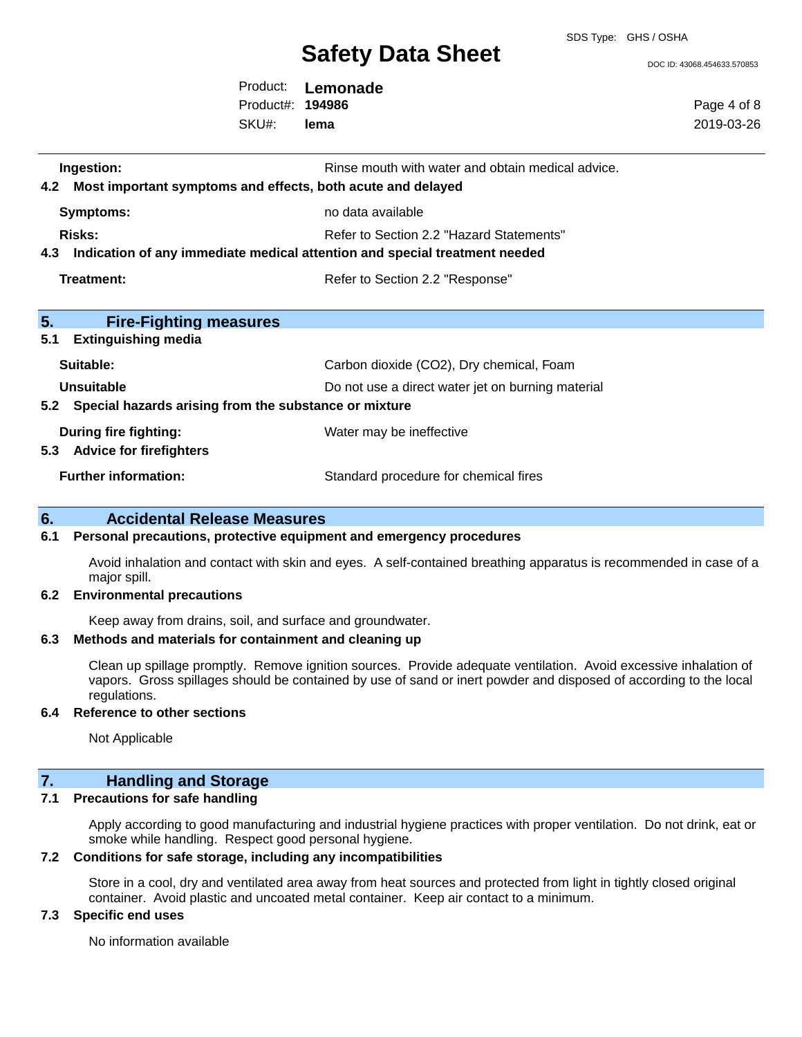| | |
|---|---|
| **Ingestion:** | Rinse mouth with water and obtain medical advice. |

**4.2 Most important symptoms and effects, both acute and delayed**

| | |
|---|---|
| **Symptoms:** | no data available |
| **Risks:** | Refer to Section 2.2 "Hazard Statements" |

**4.3 Indication of any immediate medical attention and special treatment needed**

| | |
|---|---|
| **Treatment:** | Refer to Section 2.2 "Response" |

## 5. Fire-Fighting measures

**5.1 Extinguishing media**

| | |
|---|---|
| **Suitable:** | Carbon dioxide ($CO_2$), Dry chemical, Foam |
| **Unsuitable** | Do not use a direct water jet on burning material |

**5.2 Special hazards arising from the substance or mixture**

| | |
|---|---|
| **During fire fighting:** | Water may be ineffective |

**5.3 Advice for firefighters**

| | |
|---|---|
| **Further information:** | Standard procedure for chemical fires |

## 6. Accidental Release Measures

**6.1 Personal precautions, protective equipment and emergency procedures**

Avoid inhalation and contact with skin and eyes. A self-contained breathing apparatus is recommended in case of a major spill.

**6.2 Environmental precautions**

Keep away from drains, soil, and surface and groundwater.

**6.3 Methods and materials for containment and cleaning up**

Clean up spillage promptly. Remove ignition sources. Provide adequate ventilation. Avoid excessive inhalation of vapors. Gross spillages should be contained by use of sand or inert powder and disposed of according to the local regulations.

**6.4 Reference to other sections**

Not Applicable

## 7. Handling and Storage

**7.1 Precautions for safe handling**

Apply according to good manufacturing and industrial hygiene practices with proper ventilation. Do not drink, eat or smoke while handling. Respect good personal hygiene.

**7.2 Conditions for safe storage, including any incompatibilities**

Store in a cool, dry and ventilated area away from heat sources and protected from light in tightly closed original container. Avoid plastic and uncoated metal container. Keep air contact to a minimum.

**7.3 Specific end uses**

No information available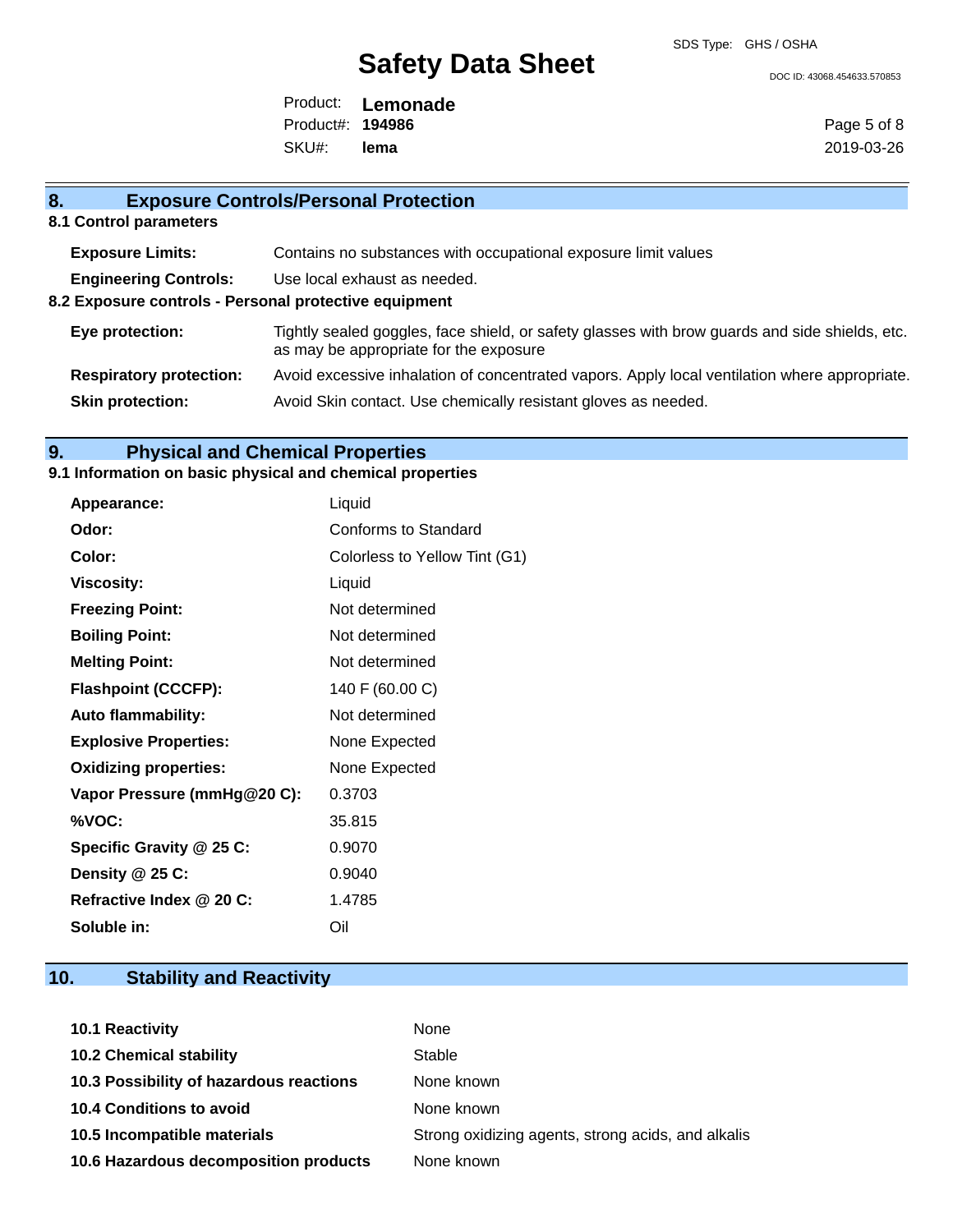## 8. Exposure Controls/Personal Protection

### 8.1 Control parameters

| | |
|---|---|
| **Exposure Limits:** | Contains no substances with occupational exposure limit values |
| **Engineering Controls:** | Use local exhaust as needed. |

### 8.2 Exposure controls - Personal protective equipment

| | |
|---|---|
| **Eye protection:** | Tightly sealed goggles, face shield, or safety glasses with brow guards and side shields, etc. as may be appropriate for the exposure |
| **Respiratory protection:** | Avoid excessive inhalation of concentrated vapors. Apply local ventilation where appropriate. |
| **Skin protection:** | Avoid Skin contact. Use chemically resistant gloves as needed. |

## 9. Physical and Chemical Properties

### 9.1 Information on basic physical and chemical properties

| | |
|---|---|
| **Appearance:** | Liquid |
| **Odor:** | Conforms to Standard |
| **Color:** | Colorless to Yellow Tint (G1) |
| **Viscosity:** | Liquid |
| **Freezing Point:** | Not determined |
| **Boiling Point:** | Not determined |
| **Melting Point:** | Not determined |
| **Flashpoint (CCCFP):** | 140 F (60.00 C) |
| **Auto flammability:** | Not determined |
| **Explosive Properties:** | None Expected |
| **Oxidizing properties:** | None Expected |
| **Vapor Pressure (mmHg@20 C):** | 0.3703 |
| **%VOC:** | 35.815 |
| **Specific Gravity @ 25 C:** | 0.9070 |
| **Density @ 25 C:** | 0.9040 |
| **Refractive Index @ 20 C:** | 1.4785 |
| **Soluble in:** | Oil |

## 10. Stability and Reactivity

| | |
|---|---|
| **10.1 Reactivity** | None |
| **10.2 Chemical stability** | Stable |
| **10.3 Possibility of hazardous reactions** | None known |
| **10.4 Conditions to avoid** | None known |
| **10.5 Incompatible materials** | Strong oxidizing agents, strong acids, and alkalis |
| **10.6 Hazardous decomposition products** | None known |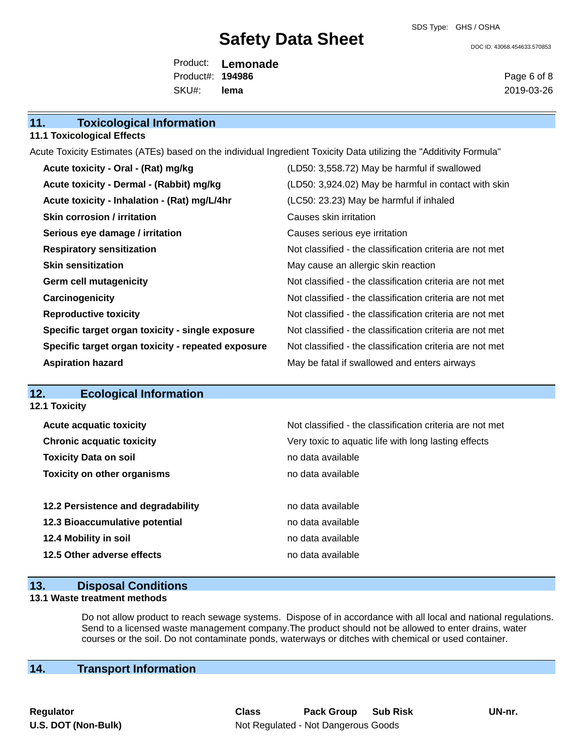## 11. Toxicological Information

### 11.1 Toxicological Effects

Acute Toxicity Estimates (ATEs) based on the individual Ingredient Toxicity Data utilizing the "Additivity Formula"

| | |
|---|---|
| **Acute toxicity - Oral - (Rat) mg/kg** | (LD50: 3,558.72) May be harmful if swallowed |
| **Acute toxicity - Dermal - (Rabbit) mg/kg** | (LD50: 3,924.02) May be harmful in contact with skin |
| **Acute toxicity - Inhalation - (Rat) mg/L/4hr** | (LC50: 23.23) May be harmful if inhaled |
| **Skin corrosion / irritation** | Causes skin irritation |
| **Serious eye damage / irritation** | Causes serious eye irritation |
| **Respiratory sensitization** | Not classified - the classification criteria are not met |
| **Skin sensitization** | May cause an allergic skin reaction |
| **Germ cell mutagenicity** | Not classified - the classification criteria are not met |
| **Carcinogenicity** | Not classified - the classification criteria are not met |
| **Reproductive toxicity** | Not classified - the classification criteria are not met |
| **Specific target organ toxicity - single exposure** | Not classified - the classification criteria are not met |
| **Specific target organ toxicity - repeated exposure** | Not classified - the classification criteria are not met |
| **Aspiration hazard** | May be fatal if swallowed and enters airways |

## 12. Ecological Information

### 12.1 Toxicity

| | |
|---|---|
| **Acute acquatic toxicity** | Not classified - the classification criteria are not met |
| **Chronic acquatic toxicity** | Very toxic to aquatic life with long lasting effects |
| **Toxicity Data on soil** | no data available |
| **Toxicity on other organisms** | no data available |

| | |
|---|---|
| **12.2 Persistence and degradability** | no data available |
| **12.3 Bioaccumulative potential** | no data available |
| **12.4 Mobility in soil** | no data available |
| **12.5 Other adverse effects** | no data available |

## 13. Disposal Conditions

### 13.1 Waste treatment methods

Do not allow product to reach sewage systems. Dispose of in accordance with all local and national regulations. Send to a licensed waste management company.The product should not be allowed to enter drains, water courses or the soil. Do not contaminate ponds, waterways or ditches with chemical or used container.

## 14. Transport Information

| Regulator | Class | Pack Group | Sub Risk | UN-nr. |
|---|---|---|---|---|
| **U.S. DOT (Non-Bulk)** | Not Regulated - Not Dangerous Goods | | | |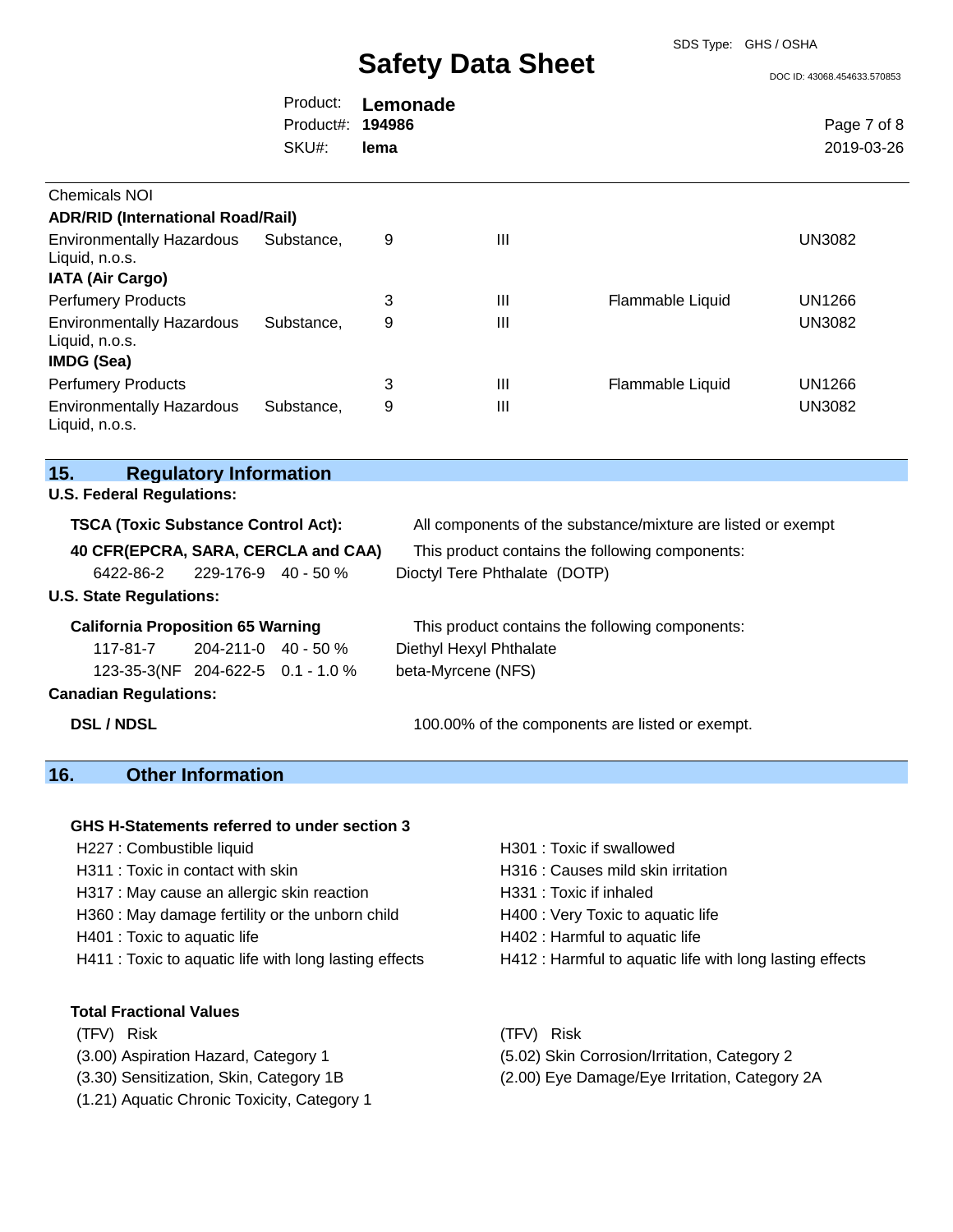Chemicals NOI

| | | | | |
|---|---|---|---|---|
| **ADR/RID (International Road/Rail)** | | | | |
| Environmentally Hazardous Substance, Liquid, n.o.s. | 9 | III | | UN3082 |
| **IATA (Air Cargo)** | | | | |
| Perfumery Products | 3 | III | Flammable Liquid | UN1266 |
| Environmentally Hazardous Substance, Liquid, n.o.s. | 9 | III | | UN3082 |
| **IMDG (Sea)** | | | | |
| Perfumery Products | 3 | III | Flammable Liquid | UN1266 |
| Environmentally Hazardous Substance, Liquid, n.o.s. | 9 | III | | UN3082 |

## 15. Regulatory Information

**U.S. Federal Regulations:**

**TSCA (Toxic Substance Control Act):** All components of the substance/mixture are listed or exempt

**40 CFR(EPCRA, SARA, CERCLA and CAA)** This product contains the following components:

| | | | |
|---|---|---|---|
| 6422-86-2 | 229-176-9 | 40 - 50 % | Dioctyl Tere Phthalate (DOTP) |

**U.S. State Regulations:**

**California Proposition 65 Warning** This product contains the following components:

| | | | |
|---|---|---|---|
| 117-81-7 | 204-211-0 | 40 - 50 % | Diethyl Hexyl Phthalate |
| 123-35-3(NF | 204-622-5 | 0.1 - 1.0 % | beta-Myrcene (NFS) |

**Canadian Regulations:**

**DSL / NDSL** 100.00% of the components are listed or exempt.

## 16. Other Information

**GHS H-Statements referred to under section 3**

H227 : Combustible liquid
H311 : Toxic in contact with skin
H317 : May cause an allergic skin reaction
H360 : May damage fertility or the unborn child
H401 : Toxic to aquatic life
H411 : Toxic to aquatic life with long lasting effects
H301 : Toxic if swallowed
H316 : Causes mild skin irritation
H331 : Toxic if inhaled
H400 : Very Toxic to aquatic life
H402 : Harmful to aquatic life
H412 : Harmful to aquatic life with long lasting effects

**Total Fractional Values**

(TFV) Risk
(3.00) Aspiration Hazard, Category 1
(3.30) Sensitization, Skin, Category 1B
(1.21) Aquatic Chronic Toxicity, Category 1

(TFV) Risk
(5.02) Skin Corrosion/Irritation, Category 2
(2.00) Eye Damage/Eye Irritation, Category 2A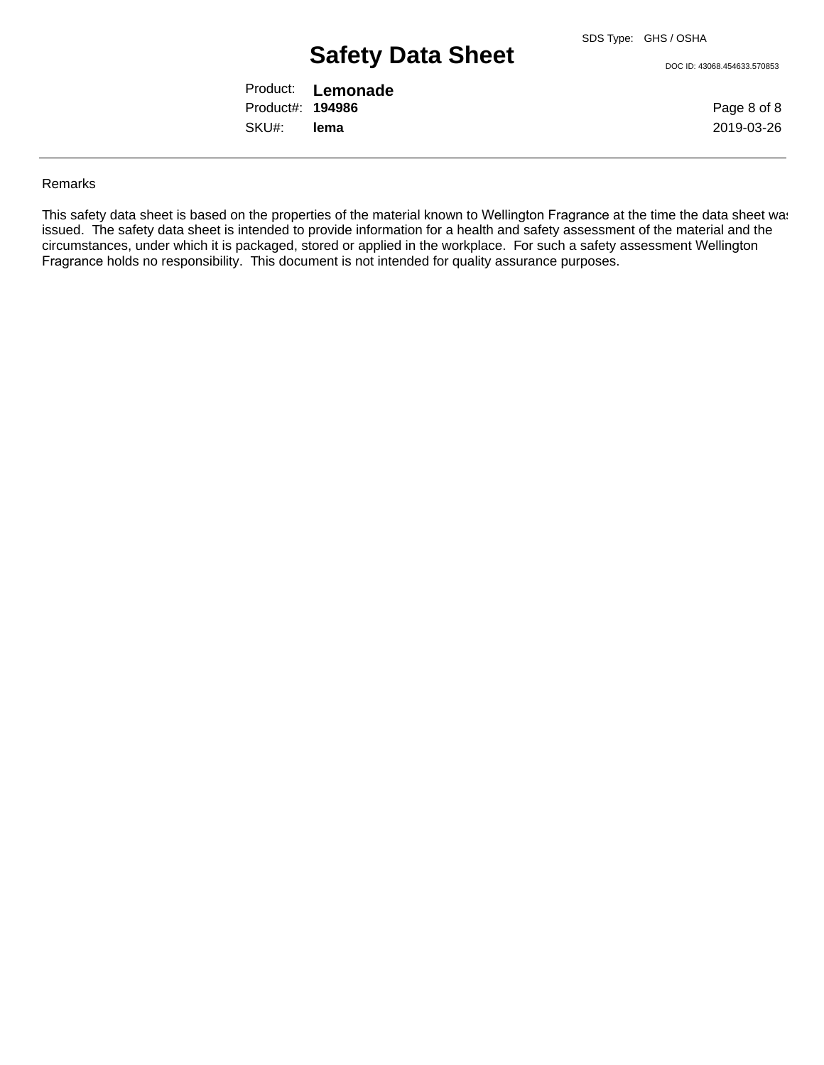Remarks

This safety data sheet is based on the properties of the material known to Wellington Fragrance at the time the data sheet was issued. The safety data sheet is intended to provide information for a health and safety assessment of the material and the circumstances, under which it is packaged, stored or applied in the workplace. For such a safety assessment Wellington Fragrance holds no responsibility. This document is not intended for quality assurance purposes.